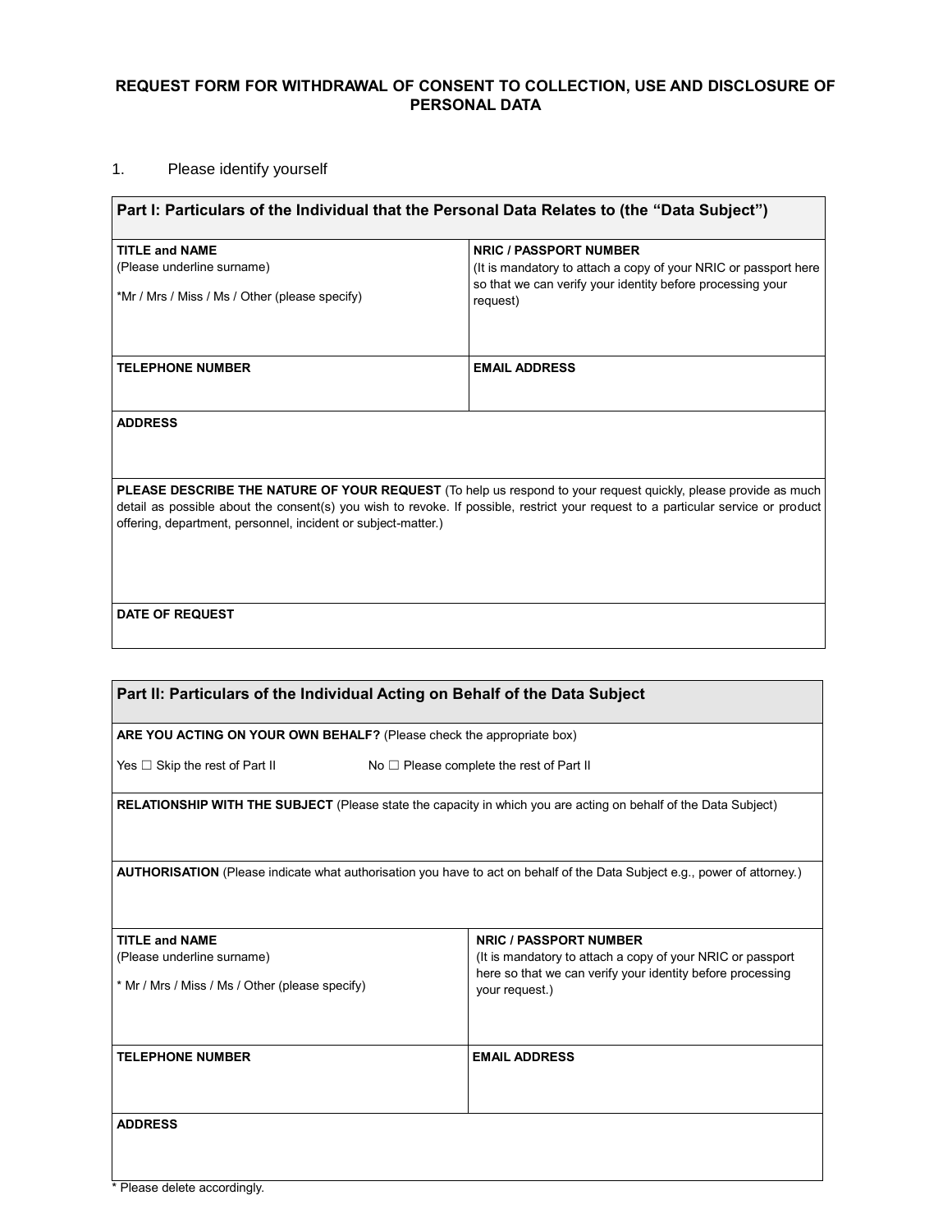**REQUEST FORM FOR WITHDRAWAL OF CONSENT TO COLLECTION, USE AND DISCLOSURE OF PERSONAL DATA**

1. Please identify yourself

| **Part I: Particulars of the Individual that the Personal Data Relates to (the "Data Subject")** | |
|---|---|
| **TITLE and NAME**<br>(Please underline surname)<br><br>*Mr / Mrs / Miss / Ms / Other (please specify) | **NRIC / PASSPORT NUMBER**<br>(It is mandatory to attach a copy of your NRIC or passport here so that we can verify your identity before processing your request) |
| **TELEPHONE NUMBER** | **EMAIL ADDRESS** |
| **ADDRESS** | |
| **PLEASE DESCRIBE THE NATURE OF YOUR REQUEST** (To help us respond to your request quickly, please provide as much detail as possible about the consent(s) you wish to revoke. If possible, restrict your request to a particular service or product offering, department, personnel, incident or subject-matter.) | |
| **DATE OF REQUEST** | |

| **Part II: Particulars of the Individual Acting on Behalf of the Data Subject** | |
|---|---|
| **ARE YOU ACTING ON YOUR OWN BEHALF?** (Please check the appropriate box)<br><br>Yes ☐ Skip the rest of Part II &nbsp;&nbsp;&nbsp;&nbsp; No ☐ Please complete the rest of Part II | |
| **RELATIONSHIP WITH THE SUBJECT** (Please state the capacity in which you are acting on behalf of the Data Subject) | |
| **AUTHORISATION** (Please indicate what authorisation you have to act on behalf of the Data Subject e.g., power of attorney.) | |
| **TITLE and NAME**<br>(Please underline surname)<br><br>* Mr / Mrs / Miss / Ms / Other (please specify) | **NRIC / PASSPORT NUMBER**<br>(It is mandatory to attach a copy of your NRIC or passport here so that we can verify your identity before processing your request.) |
| **TELEPHONE NUMBER** | **EMAIL ADDRESS** |
| **ADDRESS** | |

\* Please delete accordingly.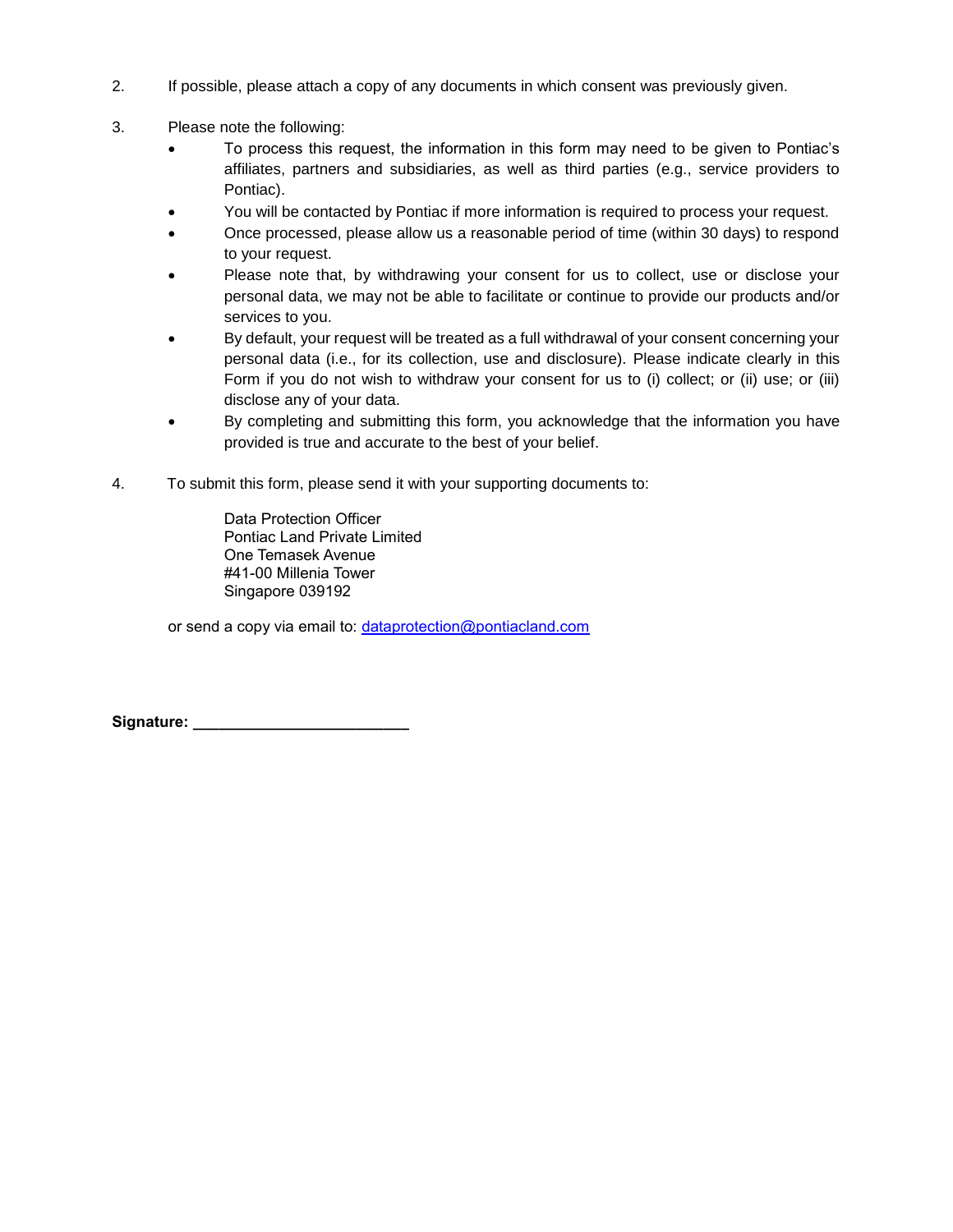2. If possible, please attach a copy of any documents in which consent was previously given.

3. Please note the following:
   - To process this request, the information in this form may need to be given to Pontiac's affiliates, partners and subsidiaries, as well as third parties (e.g., service providers to Pontiac).
   - You will be contacted by Pontiac if more information is required to process your request.
   - Once processed, please allow us a reasonable period of time (within 30 days) to respond to your request.
   - Please note that, by withdrawing your consent for us to collect, use or disclose your personal data, we may not be able to facilitate or continue to provide our products and/or services to you.
   - By default, your request will be treated as a full withdrawal of your consent concerning your personal data (i.e., for its collection, use and disclosure). Please indicate clearly in this Form if you do not wish to withdraw your consent for us to (i) collect; or (ii) use; or (iii) disclose any of your data.
   - By completing and submitting this form, you acknowledge that the information you have provided is true and accurate to the best of your belief.

4. To submit this form, please send it with your supporting documents to:

   Data Protection Officer
   Pontiac Land Private Limited
   One Temasek Avenue
   #41-00 Millenia Tower
   Singapore 039192

   or send a copy via email to: dataprotection@pontiacland.com

**Signature: ________________________**